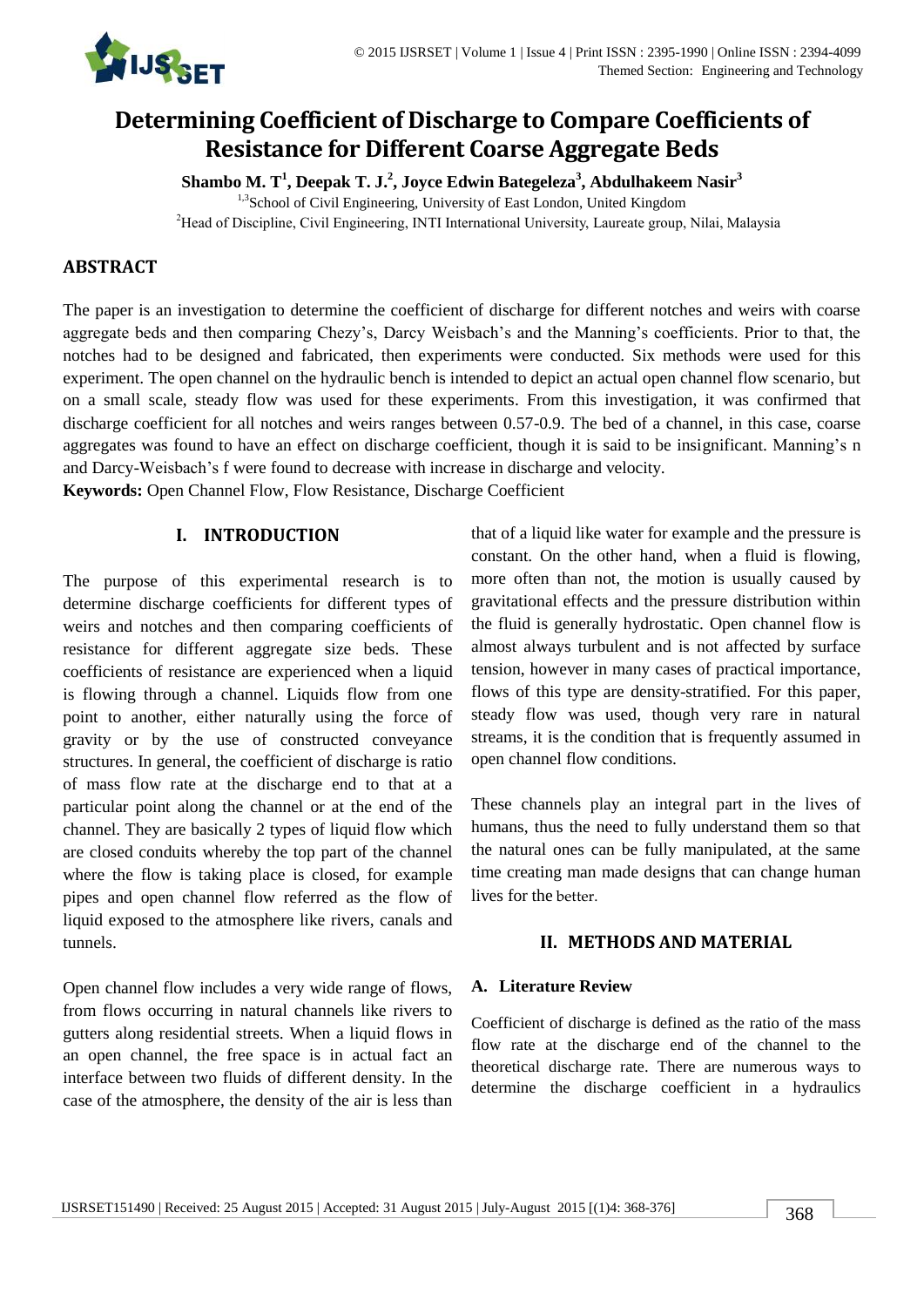# Determining Coefficient of Discharge to Compare Coefficients of Resistance for Different Coarse Aggregate Beds

**Shambo M. T[1], Deepak T. J.[2], Joyce Edwin Bategeleza[3], Abdulhakeem Nasir[3]**

[1,3]School of Civil Engineering, University of East London, United Kingdom

[2]Head of Discipline, Civil Engineering, INTI International University, Laureate group, Nilai, Malaysia

## ABSTRACT

The paper is an investigation to determine the coefficient of discharge for different notches and weirs with coarse aggregate beds and then comparing Chezy's, Darcy Weisbach's and the Manning's coefficients. Prior to that, the notches had to be designed and fabricated, then experiments were conducted. Six methods were used for this experiment. The open channel on the hydraulic bench is intended to depict an actual open channel flow scenario, but on a small scale, steady flow was used for these experiments. From this investigation, it was confirmed that discharge coefficient for all notches and weirs ranges between 0.57-0.9. The bed of a channel, in this case, coarse aggregates was found to have an effect on discharge coefficient, though it is said to be insignificant. Manning's n and Darcy-Weisbach's f were found to decrease with increase in discharge and velocity.

**Keywords:** Open Channel Flow, Flow Resistance, Discharge Coefficient

## I. INTRODUCTION

The purpose of this experimental research is to determine discharge coefficients for different types of weirs and notches and then comparing coefficients of resistance for different aggregate size beds. These coefficients of resistance are experienced when a liquid is flowing through a channel. Liquids flow from one point to another, either naturally using the force of gravity or by the use of constructed conveyance structures. In general, the coefficient of discharge is ratio of mass flow rate at the discharge end to that at a particular point along the channel or at the end of the channel. They are basically 2 types of liquid flow which are closed conduits whereby the top part of the channel where the flow is taking place is closed, for example pipes and open channel flow referred as the flow of liquid exposed to the atmosphere like rivers, canals and tunnels.

Open channel flow includes a very wide range of flows, from flows occurring in natural channels like rivers to gutters along residential streets. When a liquid flows in an open channel, the free space is in actual fact an interface between two fluids of different density. In the case of the atmosphere, the density of the air is less than that of a liquid like water for example and the pressure is constant. On the other hand, when a fluid is flowing, more often than not, the motion is usually caused by gravitational effects and the pressure distribution within the fluid is generally hydrostatic. Open channel flow is almost always turbulent and is not affected by surface tension, however in many cases of practical importance, flows of this type are density-stratified. For this paper, steady flow was used, though very rare in natural streams, it is the condition that is frequently assumed in open channel flow conditions.

These channels play an integral part in the lives of humans, thus the need to fully understand them so that the natural ones can be fully manipulated, at the same time creating man made designs that can change human lives for the better.

## II. METHODS AND MATERIAL

### A. Literature Review

Coefficient of discharge is defined as the ratio of the mass flow rate at the discharge end of the channel to the theoretical discharge rate. There are numerous ways to determine the discharge coefficient in a hydraulics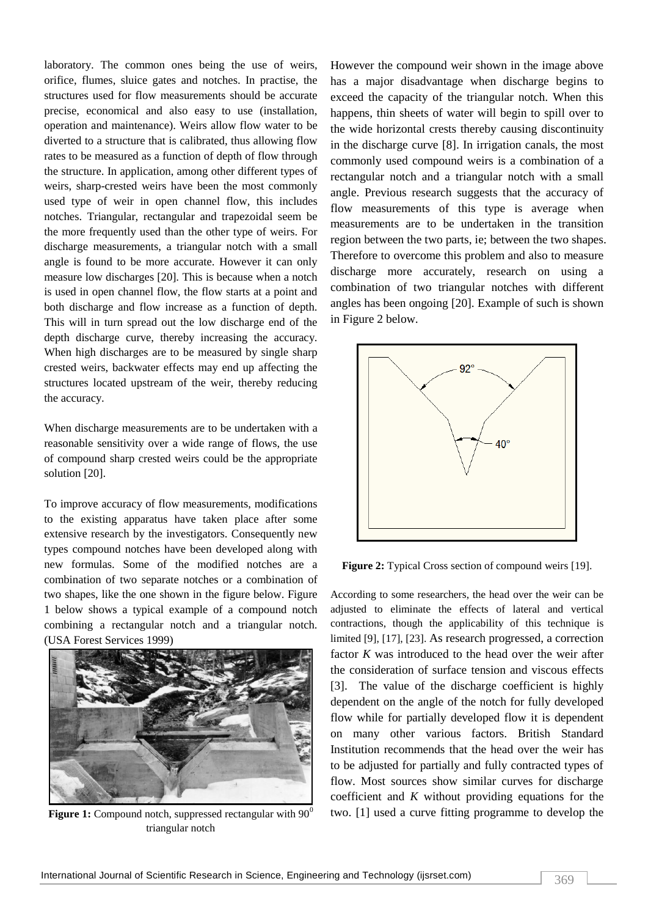laboratory. The common ones being the use of weirs, orifice, flumes, sluice gates and notches. In practise, the structures used for flow measurements should be accurate precise, economical and also easy to use (installation, operation and maintenance). Weirs allow flow water to be diverted to a structure that is calibrated, thus allowing flow rates to be measured as a function of depth of flow through the structure. In application, among other different types of weirs, sharp-crested weirs have been the most commonly used type of weir in open channel flow, this includes notches. Triangular, rectangular and trapezoidal seem be the more frequently used than the other type of weirs. For discharge measurements, a triangular notch with a small angle is found to be more accurate. However it can only measure low discharges [20]. This is because when a notch is used in open channel flow, the flow starts at a point and both discharge and flow increase as a function of depth. This will in turn spread out the low discharge end of the depth discharge curve, thereby increasing the accuracy. When high discharges are to be measured by single sharp crested weirs, backwater effects may end up affecting the structures located upstream of the weir, thereby reducing the accuracy.

When discharge measurements are to be undertaken with a reasonable sensitivity over a wide range of flows, the use of compound sharp crested weirs could be the appropriate solution [20].

To improve accuracy of flow measurements, modifications to the existing apparatus have taken place after some extensive research by the investigators. Consequently new types compound notches have been developed along with new formulas. Some of the modified notches are a combination of two separate notches or a combination of two shapes, like the one shown in the figure below. Figure 1 below shows a typical example of a compound notch combining a rectangular notch and a triangular notch. (USA Forest Services 1999)

**Figure 1:** Compound notch, suppressed rectangular with $90^0$ triangular notch

However the compound weir shown in the image above has a major disadvantage when discharge begins to exceed the capacity of the triangular notch. When this happens, thin sheets of water will begin to spill over to the wide horizontal crests thereby causing discontinuity in the discharge curve [8]. In irrigation canals, the most commonly used compound weirs is a combination of a rectangular notch and a triangular notch with a small angle. Previous research suggests that the accuracy of flow measurements of this type is average when measurements are to be undertaken in the transition region between the two parts, ie; between the two shapes. Therefore to overcome this problem and also to measure discharge more accurately, research on using a combination of two triangular notches with different angles has been ongoing [20]. Example of such is shown in Figure 2 below.

**Figure 2:** Typical Cross section of compound weirs [19].

According to some researchers, the head over the weir can be adjusted to eliminate the effects of lateral and vertical contractions, though the applicability of this technique is limited [9], [17], [23]. As research progressed, a correction factor *K* was introduced to the head over the weir after the consideration of surface tension and viscous effects [3]. The value of the discharge coefficient is highly dependent on the angle of the notch for fully developed flow while for partially developed flow it is dependent on many other various factors. British Standard Institution recommends that the head over the weir has to be adjusted for partially and fully contracted types of flow. Most sources show similar curves for discharge coefficient and *K* without providing equations for the two. [1] used a curve fitting programme to develop the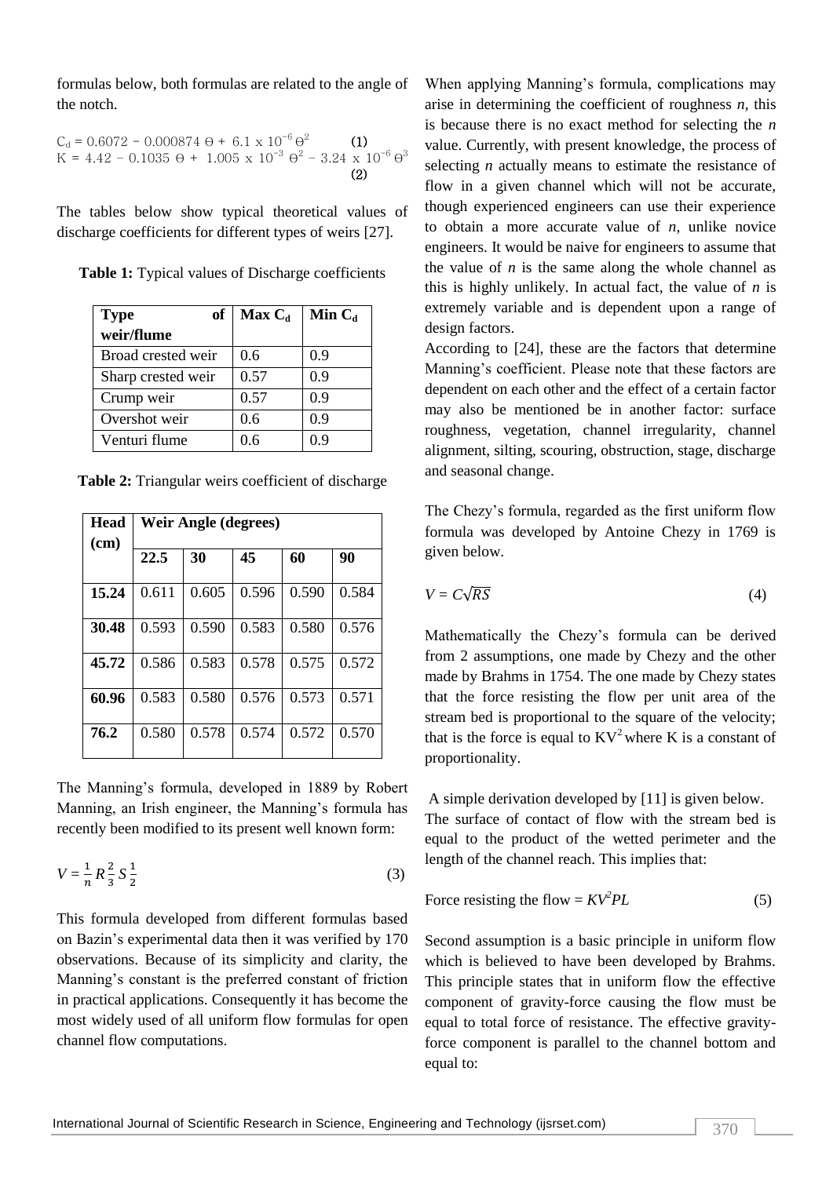formulas below, both formulas are related to the angle of the notch.

$$C_d = 0.6072 - 0.000874\,\Theta + 6.1 \times 10^{-6}\,\Theta^2 \quad (1)$$

$$K = 4.42 - 0.1035\,\Theta + 1.005 \times 10^{-3}\,\Theta^2 - 3.24 \times 10^{-6}\,\Theta^3 \quad (2)$$

The tables below show typical theoretical values of discharge coefficients for different types of weirs [27].

**Table 1:** Typical values of Discharge coefficients

| Type of weir/flume | Max $C_d$ | Min $C_d$ |
|---|---|---|
| Broad crested weir | 0.6 | 0.9 |
| Sharp crested weir | 0.57 | 0.9 |
| Crump weir | 0.57 | 0.9 |
| Overshot weir | 0.6 | 0.9 |
| Venturi flume | 0.6 | 0.9 |

**Table 2:** Triangular weirs coefficient of discharge

| Head (cm) | Weir Angle (degrees) | | | | |
|---|---|---|---|---|---|
| | **22.5** | **30** | **45** | **60** | **90** |
| **15.24** | 0.611 | 0.605 | 0.596 | 0.590 | 0.584 |
| **30.48** | 0.593 | 0.590 | 0.583 | 0.580 | 0.576 |
| **45.72** | 0.586 | 0.583 | 0.578 | 0.575 | 0.572 |
| **60.96** | 0.583 | 0.580 | 0.576 | 0.573 | 0.571 |
| **76.2** | 0.580 | 0.578 | 0.574 | 0.572 | 0.570 |

The Manning's formula, developed in 1889 by Robert Manning, an Irish engineer, the Manning's formula has recently been modified to its present well known form:

$$V = \frac{1}{n} R^{\frac{2}{3}} S^{\frac{1}{2}} \quad (3)$$

This formula developed from different formulas based on Bazin's experimental data then it was verified by 170 observations. Because of its simplicity and clarity, the Manning's constant is the preferred constant of friction in practical applications. Consequently it has become the most widely used of all uniform flow formulas for open channel flow computations.

When applying Manning's formula, complications may arise in determining the coefficient of roughness *n*, this is because there is no exact method for selecting the *n* value. Currently, with present knowledge, the process of selecting *n* actually means to estimate the resistance of flow in a given channel which will not be accurate, though experienced engineers can use their experience to obtain a more accurate value of *n*, unlike novice engineers. It would be naive for engineers to assume that the value of *n* is the same along the whole channel as this is highly unlikely. In actual fact, the value of *n* is extremely variable and is dependent upon a range of design factors.

According to [24], these are the factors that determine Manning's coefficient. Please note that these factors are dependent on each other and the effect of a certain factor may also be mentioned be in another factor: surface roughness, vegetation, channel irregularity, channel alignment, silting, scouring, obstruction, stage, discharge and seasonal change.

The Chezy's formula, regarded as the first uniform flow formula was developed by Antoine Chezy in 1769 is given below.

$$V = C\sqrt{RS} \quad (4)$$

Mathematically the Chezy's formula can be derived from 2 assumptions, one made by Chezy and the other made by Brahms in 1754. The one made by Chezy states that the force resisting the flow per unit area of the stream bed is proportional to the square of the velocity; that is the force is equal to $KV^2$ where K is a constant of proportionality.

A simple derivation developed by [11] is given below.
The surface of contact of flow with the stream bed is equal to the product of the wetted perimeter and the length of the channel reach. This implies that:

$$\text{Force resisting the flow} = KV^2PL \quad (5)$$

Second assumption is a basic principle in uniform flow which is believed to have been developed by Brahms. This principle states that in uniform flow the effective component of gravity-force causing the flow must be equal to total force of resistance. The effective gravity-force component is parallel to the channel bottom and equal to: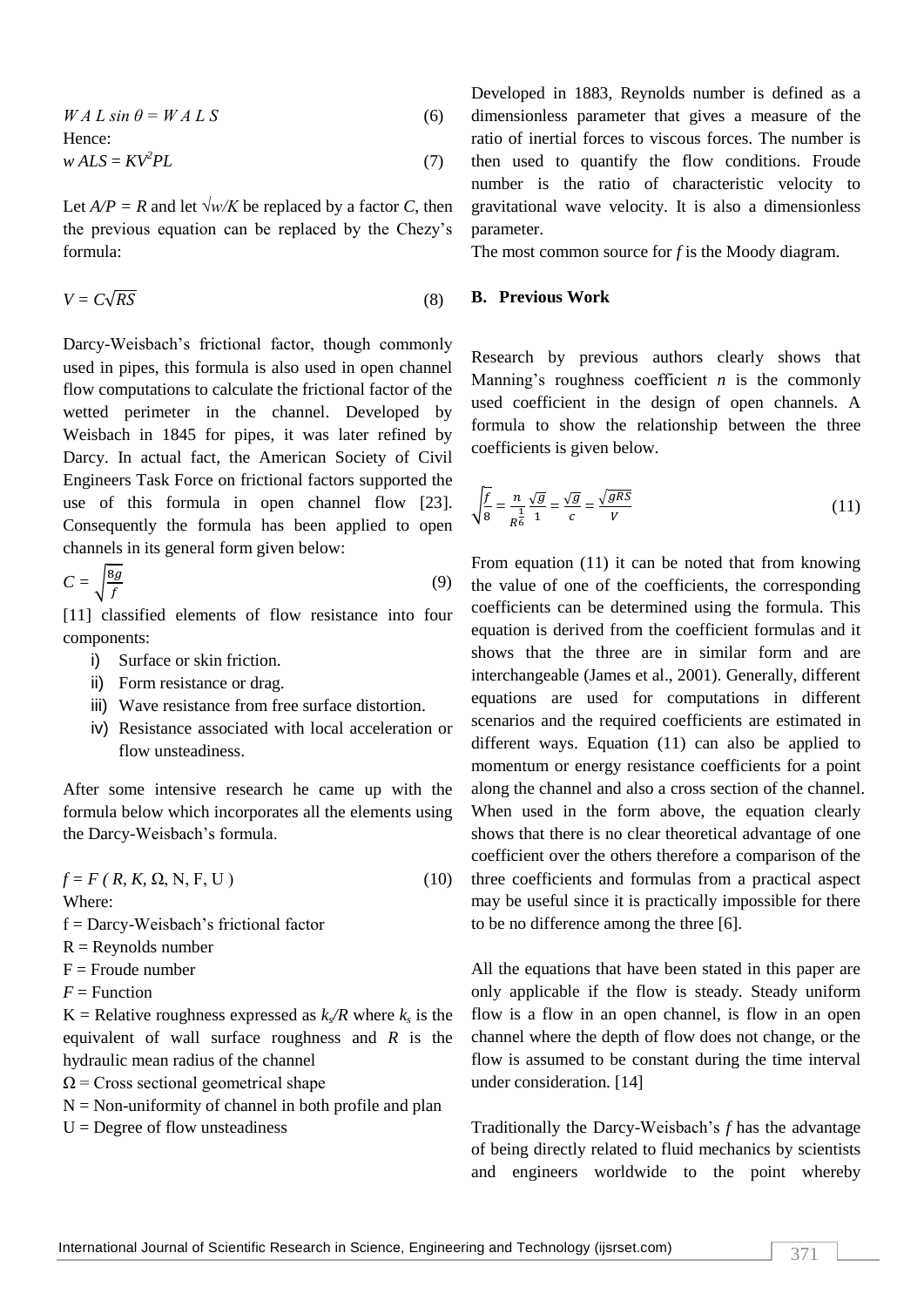$$W\,A\,L\,\sin\theta = W\,A\,L\,S \tag{6}$$

Hence:

$$w\,ALS = KV^2PL \tag{7}$$

Let $A/P = R$ and let $\sqrt{w/K}$ be replaced by a factor $C$, then the previous equation can be replaced by the Chezy's formula:

$$V = C\sqrt{RS} \tag{8}$$

Darcy-Weisbach's frictional factor, though commonly used in pipes, this formula is also used in open channel flow computations to calculate the frictional factor of the wetted perimeter in the channel. Developed by Weisbach in 1845 for pipes, it was later refined by Darcy. In actual fact, the American Society of Civil Engineers Task Force on frictional factors supported the use of this formula in open channel flow [23]. Consequently the formula has been applied to open channels in its general form given below:

$$C = \sqrt{\frac{8g}{f}} \tag{9}$$

[11] classified elements of flow resistance into four components:

i) Surface or skin friction.
ii) Form resistance or drag.
iii) Wave resistance from free surface distortion.
iv) Resistance associated with local acceleration or flow unsteadiness.

After some intensive research he came up with the formula below which incorporates all the elements using the Darcy-Weisbach's formula.

$$f = F\,(R, K, \Omega, N, F, U) \tag{10}$$

Where:

f = Darcy-Weisbach's frictional factor
R = Reynolds number
F = Froude number
$F$ = Function
K = Relative roughness expressed as $k_s/R$ where $k_s$ is the equivalent of wall surface roughness and $R$ is the hydraulic mean radius of the channel
Ω = Cross sectional geometrical shape
N = Non-uniformity of channel in both profile and plan
U = Degree of flow unsteadiness

Developed in 1883, Reynolds number is defined as a dimensionless parameter that gives a measure of the ratio of inertial forces to viscous forces. The number is then used to quantify the flow conditions. Froude number is the ratio of characteristic velocity to gravitational wave velocity. It is also a dimensionless parameter.

The most common source for *f* is the Moody diagram.

### B. Previous Work

Research by previous authors clearly shows that Manning's roughness coefficient *n* is the commonly used coefficient in the design of open channels. A formula to show the relationship between the three coefficients is given below.

$$\sqrt{\frac{f}{8}} = \frac{n}{R^{\frac{1}{6}}}\frac{\sqrt{g}}{1} = \frac{\sqrt{g}}{c} = \frac{\sqrt{gRS}}{V} \tag{11}$$

From equation (11) it can be noted that from knowing the value of one of the coefficients, the corresponding coefficients can be determined using the formula. This equation is derived from the coefficient formulas and it shows that the three are in similar form and are interchangeable (James et al., 2001). Generally, different equations are used for computations in different scenarios and the required coefficients are estimated in different ways. Equation (11) can also be applied to momentum or energy resistance coefficients for a point along the channel and also a cross section of the channel. When used in the form above, the equation clearly shows that there is no clear theoretical advantage of one coefficient over the others therefore a comparison of the three coefficients and formulas from a practical aspect may be useful since it is practically impossible for there to be no difference among the three [6].

All the equations that have been stated in this paper are only applicable if the flow is steady. Steady uniform flow is a flow in an open channel, is flow in an open channel where the depth of flow does not change, or the flow is assumed to be constant during the time interval under consideration. [14]

Traditionally the Darcy-Weisbach's *f* has the advantage of being directly related to fluid mechanics by scientists and engineers worldwide to the point whereby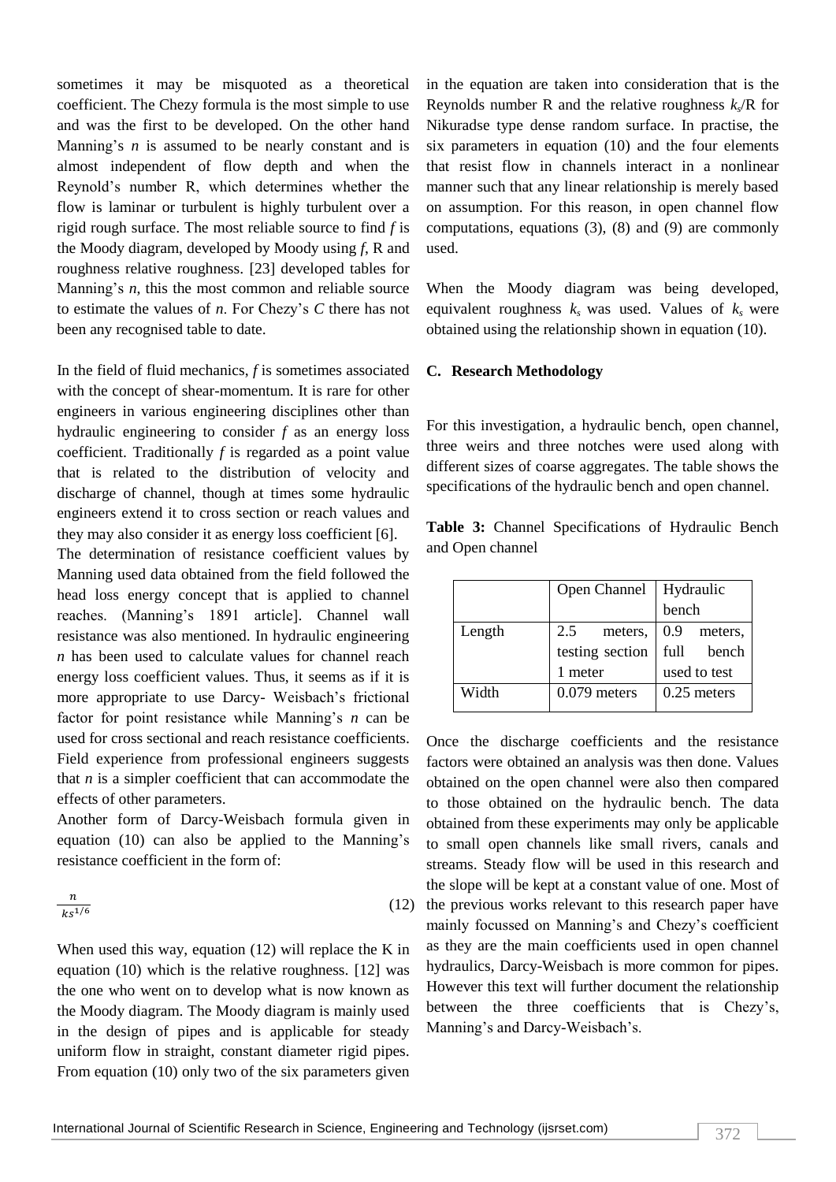sometimes it may be misquoted as a theoretical coefficient. The Chezy formula is the most simple to use and was the first to be developed. On the other hand Manning's $n$ is assumed to be nearly constant and is almost independent of flow depth and when the Reynold's number R, which determines whether the flow is laminar or turbulent is highly turbulent over a rigid rough surface. The most reliable source to find $f$ is the Moody diagram, developed by Moody using $f$, R and roughness relative roughness. [23] developed tables for Manning's $n$, this the most common and reliable source to estimate the values of $n$. For Chezy's $C$ there has not been any recognised table to date.

In the field of fluid mechanics, $f$ is sometimes associated with the concept of shear-momentum. It is rare for other engineers in various engineering disciplines other than hydraulic engineering to consider $f$ as an energy loss coefficient. Traditionally $f$ is regarded as a point value that is related to the distribution of velocity and discharge of channel, though at times some hydraulic engineers extend it to cross section or reach values and they may also consider it as energy loss coefficient [6].

The determination of resistance coefficient values by Manning used data obtained from the field followed the head loss energy concept that is applied to channel reaches. (Manning's 1891 article]. Channel wall resistance was also mentioned. In hydraulic engineering $n$ has been used to calculate values for channel reach energy loss coefficient values. Thus, it seems as if it is more appropriate to use Darcy- Weisbach's frictional factor for point resistance while Manning's $n$ can be used for cross sectional and reach resistance coefficients. Field experience from professional engineers suggests that $n$ is a simpler coefficient that can accommodate the effects of other parameters.

Another form of Darcy-Weisbach formula given in equation (10) can also be applied to the Manning's resistance coefficient in the form of:

$$\frac{n}{ks^{1/6}} \tag{12}$$

When used this way, equation (12) will replace the K in equation (10) which is the relative roughness. [12] was the one who went on to develop what is now known as the Moody diagram. The Moody diagram is mainly used in the design of pipes and is applicable for steady uniform flow in straight, constant diameter rigid pipes. From equation (10) only two of the six parameters given in the equation are taken into consideration that is the Reynolds number R and the relative roughness $k_s$/R for Nikuradse type dense random surface. In practise, the six parameters in equation (10) and the four elements that resist flow in channels interact in a nonlinear manner such that any linear relationship is merely based on assumption. For this reason, in open channel flow computations, equations (3), (8) and (9) are commonly used.

When the Moody diagram was being developed, equivalent roughness $k_s$ was used. Values of $k_s$ were obtained using the relationship shown in equation (10).

### C. Research Methodology

For this investigation, a hydraulic bench, open channel, three weirs and three notches were used along with different sizes of coarse aggregates. The table shows the specifications of the hydraulic bench and open channel.

**Table 3:** Channel Specifications of Hydraulic Bench and Open channel

| | Open Channel | Hydraulic bench |
|---|---|---|
| Length | 2.5 meters, testing section 1 meter | 0.9 meters, full bench used to test |
| Width | 0.079 meters | 0.25 meters |

Once the discharge coefficients and the resistance factors were obtained an analysis was then done. Values obtained on the open channel were also then compared to those obtained on the hydraulic bench. The data obtained from these experiments may only be applicable to small open channels like small rivers, canals and streams. Steady flow will be used in this research and the slope will be kept at a constant value of one. Most of the previous works relevant to this research paper have mainly focussed on Manning's and Chezy's coefficient as they are the main coefficients used in open channel hydraulics, Darcy-Weisbach is more common for pipes. However this text will further document the relationship between the three coefficients that is Chezy's, Manning's and Darcy-Weisbach's.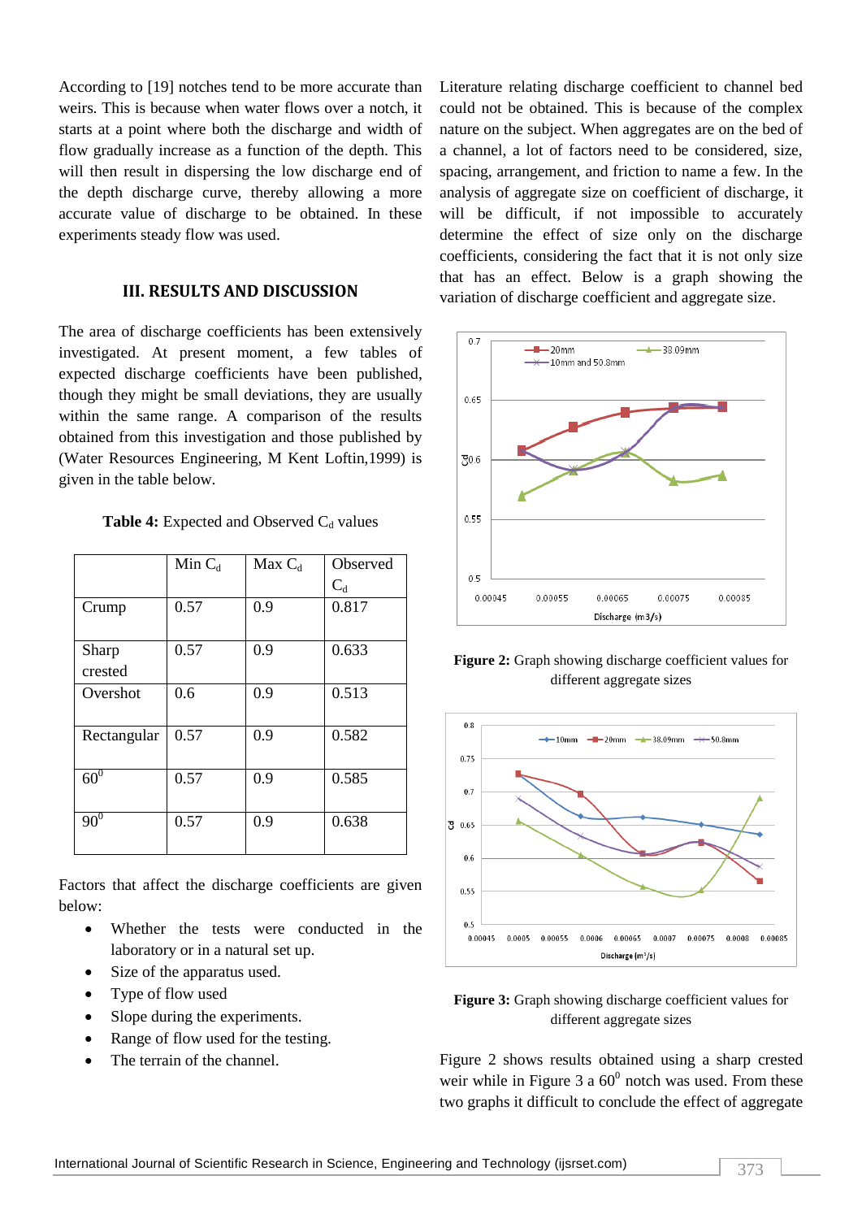According to [19] notches tend to be more accurate than weirs. This is because when water flows over a notch, it starts at a point where both the discharge and width of flow gradually increase as a function of the depth. This will then result in dispersing the low discharge end of the depth discharge curve, thereby allowing a more accurate value of discharge to be obtained. In these experiments steady flow was used.

## III. RESULTS AND DISCUSSION

The area of discharge coefficients has been extensively investigated. At present moment, a few tables of expected discharge coefficients have been published, though they might be small deviations, they are usually within the same range. A comparison of the results obtained from this investigation and those published by (Water Resources Engineering, M Kent Loftin,1999) is given in the table below.

**Table 4:** Expected and Observed $C_d$ values

| | Min $C_d$ | Max $C_d$ | Observed $C_d$ |
|---|---|---|---|
| Crump | 0.57 | 0.9 | 0.817 |
| Sharp crested | 0.57 | 0.9 | 0.633 |
| Overshot | 0.6 | 0.9 | 0.513 |
| Rectangular | 0.57 | 0.9 | 0.582 |
| $60^0$ | 0.57 | 0.9 | 0.585 |
| $90^0$ | 0.57 | 0.9 | 0.638 |

Factors that affect the discharge coefficients are given below:

- Whether the tests were conducted in the laboratory or in a natural set up.
- Size of the apparatus used.
- Type of flow used
- Slope during the experiments.
- Range of flow used for the testing.
- The terrain of the channel.

Literature relating discharge coefficient to channel bed could not be obtained. This is because of the complex nature on the subject. When aggregates are on the bed of a channel, a lot of factors need to be considered, size, spacing, arrangement, and friction to name a few. In the analysis of aggregate size on coefficient of discharge, it will be difficult, if not impossible to accurately determine the effect of size only on the discharge coefficients, considering the fact that it is not only size that has an effect. Below is a graph showing the variation of discharge coefficient and aggregate size.

**Figure 2:** Graph showing discharge coefficient values for different aggregate sizes

**Figure 3:** Graph showing discharge coefficient values for different aggregate sizes

Figure 2 shows results obtained using a sharp crested weir while in Figure 3 a $60^0$ notch was used. From these two graphs it difficult to conclude the effect of aggregate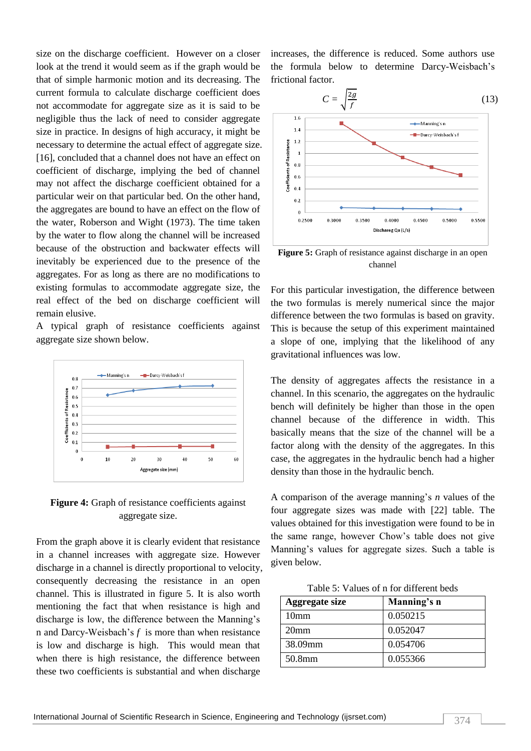size on the discharge coefficient. However on a closer look at the trend it would seem as if the graph would be that of simple harmonic motion and its decreasing. The current formula to calculate discharge coefficient does not accommodate for aggregate size as it is said to be negligible thus the lack of need to consider aggregate size in practice. In designs of high accuracy, it might be necessary to determine the actual effect of aggregate size. [16], concluded that a channel does not have an effect on coefficient of discharge, implying the bed of channel may not affect the discharge coefficient obtained for a particular weir on that particular bed. On the other hand, the aggregates are bound to have an effect on the flow of the water, Roberson and Wight (1973). The time taken by the water to flow along the channel will be increased because of the obstruction and backwater effects will inevitably be experienced due to the presence of the aggregates. For as long as there are no modifications to existing formulas to accommodate aggregate size, the real effect of the bed on discharge coefficient will remain elusive.

A typical graph of resistance coefficients against aggregate size shown below.

**Figure 4:** Graph of resistance coefficients against aggregate size.

From the graph above it is clearly evident that resistance in a channel increases with aggregate size. However discharge in a channel is directly proportional to velocity, consequently decreasing the resistance in an open channel. This is illustrated in figure 5. It is also worth mentioning the fact that when resistance is high and discharge is low, the difference between the Manning's n and Darcy-Weisbach's $f$ is more than when resistance is low and discharge is high. This would mean that when there is high resistance, the difference between these two coefficients is substantial and when discharge increases, the difference is reduced. Some authors use the formula below to determine Darcy-Weisbach's frictional factor.

$$C = \sqrt{\frac{2g}{f}} \quad (13)$$

**Figure 5:** Graph of resistance against discharge in an open channel

For this particular investigation, the difference between the two formulas is merely numerical since the major difference between the two formulas is based on gravity. This is because the setup of this experiment maintained a slope of one, implying that the likelihood of any gravitational influences was low.

The density of aggregates affects the resistance in a channel. In this scenario, the aggregates on the hydraulic bench will definitely be higher than those in the open channel because of the difference in width. This basically means that the size of the channel will be a factor along with the density of the aggregates. In this case, the aggregates in the hydraulic bench had a higher density than those in the hydraulic bench.

A comparison of the average manning's $n$ values of the four aggregate sizes was made with [22] table. The values obtained for this investigation were found to be in the same range, however Chow's table does not give Manning's values for aggregate sizes. Such a table is given below.

Table 5: Values of n for different beds

| Aggregate size | Manning's n |
|---|---|
| 10mm | 0.050215 |
| 20mm | 0.052047 |
| 38.09mm | 0.054706 |
| 50.8mm | 0.055366 |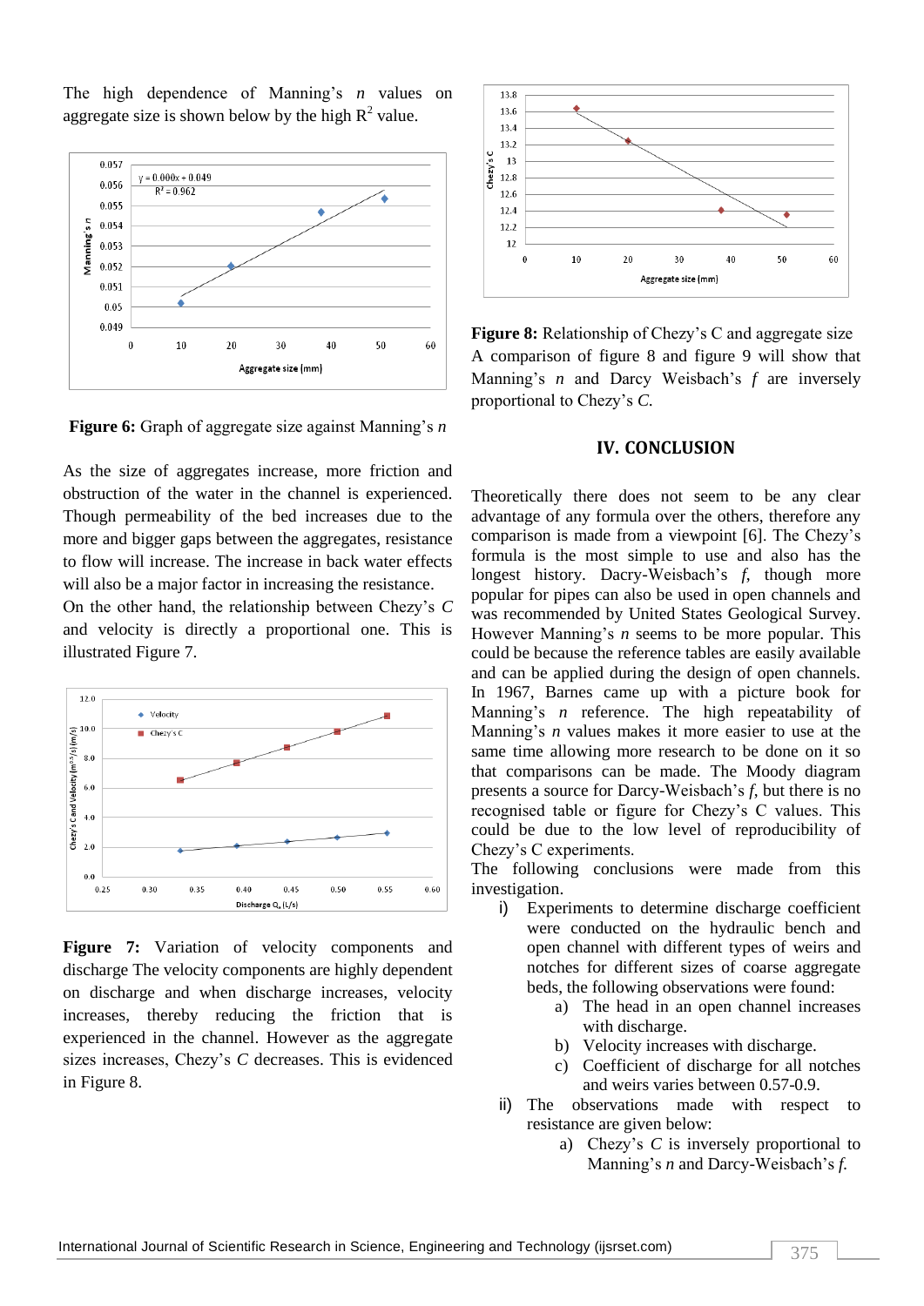The high dependence of Manning's *n* values on aggregate size is shown below by the high $R^2$ value.

**Figure 6:** Graph of aggregate size against Manning's *n*

As the size of aggregates increase, more friction and obstruction of the water in the channel is experienced. Though permeability of the bed increases due to the more and bigger gaps between the aggregates, resistance to flow will increase. The increase in back water effects will also be a major factor in increasing the resistance.

On the other hand, the relationship between Chezy's *C* and velocity is directly a proportional one. This is illustrated Figure 7.

**Figure 7:** Variation of velocity components and discharge The velocity components are highly dependent on discharge and when discharge increases, velocity increases, thereby reducing the friction that is experienced in the channel. However as the aggregate sizes increases, Chezy's *C* decreases. This is evidenced in Figure 8.

**Figure 8:** Relationship of Chezy's C and aggregate size

A comparison of figure 8 and figure 9 will show that Manning's *n* and Darcy Weisbach's *f* are inversely proportional to Chezy's *C*.

## IV. CONCLUSION

Theoretically there does not seem to be any clear advantage of any formula over the others, therefore any comparison is made from a viewpoint [6]. The Chezy's formula is the most simple to use and also has the longest history. Dacry-Weisbach's *f*, though more popular for pipes can also be used in open channels and was recommended by United States Geological Survey. However Manning's *n* seems to be more popular. This could be because the reference tables are easily available and can be applied during the design of open channels. In 1967, Barnes came up with a picture book for Manning's *n* reference. The high repeatability of Manning's *n* values makes it more easier to use at the same time allowing more research to be done on it so that comparisons can be made. The Moody diagram presents a source for Darcy-Weisbach's *f*, but there is no recognised table or figure for Chezy's C values. This could be due to the low level of reproducibility of Chezy's C experiments.

The following conclusions were made from this investigation.

i) Experiments to determine discharge coefficient were conducted on the hydraulic bench and open channel with different types of weirs and notches for different sizes of coarse aggregate beds, the following observations were found:
   a) The head in an open channel increases with discharge.
   b) Velocity increases with discharge.
   c) Coefficient of discharge for all notches and weirs varies between 0.57-0.9.

ii) The observations made with respect to resistance are given below:
   a) Chezy's *C* is inversely proportional to Manning's *n* and Darcy-Weisbach's *f*.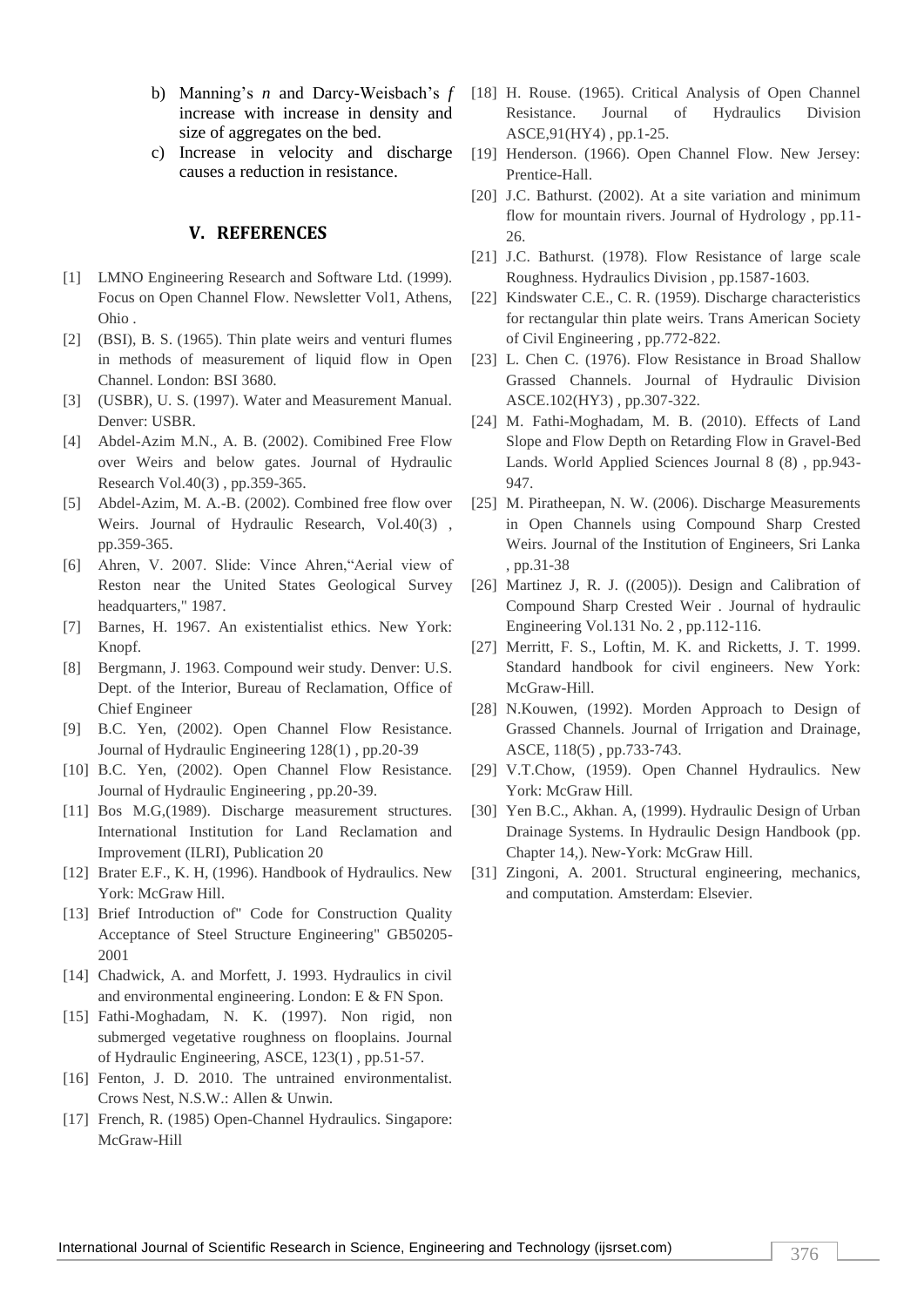b) Manning's *n* and Darcy-Weisbach's *f* increase with increase in density and size of aggregates on the bed.

c) Increase in velocity and discharge causes a reduction in resistance.

## V. REFERENCES

[1] LMNO Engineering Research and Software Ltd. (1999). Focus on Open Channel Flow. Newsletter Vol1, Athens, Ohio .

[2] (BSI), B. S. (1965). Thin plate weirs and venturi flumes in methods of measurement of liquid flow in Open Channel. London: BSI 3680.

[3] (USBR), U. S. (1997). Water and Measurement Manual. Denver: USBR.

[4] Abdel-Azim M.N., A. B. (2002). Comibined Free Flow over Weirs and below gates. Journal of Hydraulic Research Vol.40(3) , pp.359-365.

[5] Abdel-Azim, M. A.-B. (2002). Combined free flow over Weirs. Journal of Hydraulic Research, Vol.40(3) , pp.359-365.

[6] Ahren, V. 2007. Slide: Vince Ahren,"Aerial view of Reston near the United States Geological Survey headquarters," 1987.

[7] Barnes, H. 1967. An existentialist ethics. New York: Knopf.

[8] Bergmann, J. 1963. Compound weir study. Denver: U.S. Dept. of the Interior, Bureau of Reclamation, Office of Chief Engineer

[9] B.C. Yen, (2002). Open Channel Flow Resistance. Journal of Hydraulic Engineering 128(1) , pp.20-39

[10] B.C. Yen, (2002). Open Channel Flow Resistance. Journal of Hydraulic Engineering , pp.20-39.

[11] Bos M.G,(1989). Discharge measurement structures. International Institution for Land Reclamation and Improvement (ILRI), Publication 20

[12] Brater E.F., K. H, (1996). Handbook of Hydraulics. New York: McGraw Hill.

[13] Brief Introduction of" Code for Construction Quality Acceptance of Steel Structure Engineering" GB50205-2001

[14] Chadwick, A. and Morfett, J. 1993. Hydraulics in civil and environmental engineering. London: E & FN Spon.

[15] Fathi-Moghadam, N. K. (1997). Non rigid, non submerged vegetative roughness on flooplains. Journal of Hydraulic Engineering, ASCE, 123(1) , pp.51-57.

[16] Fenton, J. D. 2010. The untrained environmentalist. Crows Nest, N.S.W.: Allen & Unwin.

[17] French, R. (1985) Open-Channel Hydraulics. Singapore: McGraw-Hill

[18] H. Rouse. (1965). Critical Analysis of Open Channel Resistance. Journal of Hydraulics Division ASCE,91(HY4) , pp.1-25.

[19] Henderson. (1966). Open Channel Flow. New Jersey: Prentice-Hall.

[20] J.C. Bathurst. (2002). At a site variation and minimum flow for mountain rivers. Journal of Hydrology , pp.11-26.

[21] J.C. Bathurst. (1978). Flow Resistance of large scale Roughness. Hydraulics Division , pp.1587-1603.

[22] Kindswater C.E., C. R. (1959). Discharge characteristics for rectangular thin plate weirs. Trans American Society of Civil Engineering , pp.772-822.

[23] L. Chen C. (1976). Flow Resistance in Broad Shallow Grassed Channels. Journal of Hydraulic Division ASCE.102(HY3) , pp.307-322.

[24] M. Fathi-Moghadam, M. B. (2010). Effects of Land Slope and Flow Depth on Retarding Flow in Gravel-Bed Lands. World Applied Sciences Journal 8 (8) , pp.943-947.

[25] M. Piratheepan, N. W. (2006). Discharge Measurements in Open Channels using Compound Sharp Crested Weirs. Journal of the Institution of Engineers, Sri Lanka , pp.31-38

[26] Martinez J, R. J. ((2005)). Design and Calibration of Compound Sharp Crested Weir . Journal of hydraulic Engineering Vol.131 No. 2 , pp.112-116.

[27] Merritt, F. S., Loftin, M. K. and Ricketts, J. T. 1999. Standard handbook for civil engineers. New York: McGraw-Hill.

[28] N.Kouwen, (1992). Morden Approach to Design of Grassed Channels. Journal of Irrigation and Drainage, ASCE, 118(5) , pp.733-743.

[29] V.T.Chow, (1959). Open Channel Hydraulics. New York: McGraw Hill.

[30] Yen B.C., Akhan. A, (1999). Hydraulic Design of Urban Drainage Systems. In Hydraulic Design Handbook (pp. Chapter 14,). New-York: McGraw Hill.

[31] Zingoni, A. 2001. Structural engineering, mechanics, and computation. Amsterdam: Elsevier.